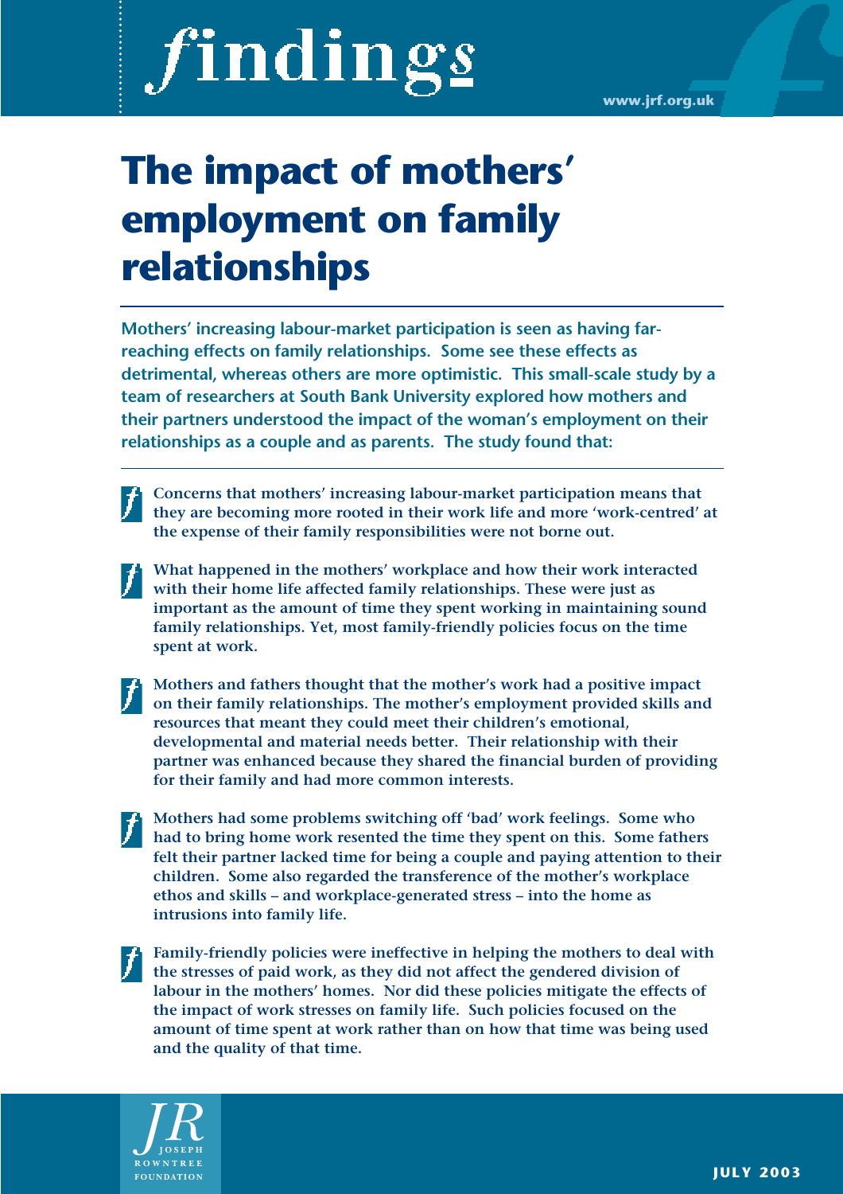# findings

www.jrf.org.uk

# The impact of mothers' employment on family relationships

**Mothers' increasing labour-market participation is seen as having far-reaching effects on family relationships. Some see these effects as detrimental, whereas others are more optimistic. This small-scale study by a team of researchers at South Bank University explored how mothers and their partners understood the impact of the woman's employment on their relationships as a couple and as parents. The study found that:**

- **Concerns that mothers' increasing labour-market participation means that they are becoming more rooted in their work life and more 'work-centred' at the expense of their family responsibilities were not borne out.**
- **What happened in the mothers' workplace and how their work interacted with their home life affected family relationships. These were just as important as the amount of time they spent working in maintaining sound family relationships. Yet, most family-friendly policies focus on the time spent at work.**
- **Mothers and fathers thought that the mother's work had a positive impact on their family relationships. The mother's employment provided skills and resources that meant they could meet their children's emotional, developmental and material needs better. Their relationship with their partner was enhanced because they shared the financial burden of providing for their family and had more common interests.**
- **Mothers had some problems switching off 'bad' work feelings. Some who had to bring home work resented the time they spent on this. Some fathers felt their partner lacked time for being a couple and paying attention to their children. Some also regarded the transference of the mother's workplace ethos and skills – and workplace-generated stress – into the home as intrusions into family life.**
- **Family-friendly policies were ineffective in helping the mothers to deal with the stresses of paid work, as they did not affect the gendered division of labour in the mothers' homes. Nor did these policies mitigate the effects of the impact of work stresses on family life. Such policies focused on the amount of time spent at work rather than on how that time was being used and the quality of that time.**

JOSEPH ROWNTREE FOUNDATION

JULY 2003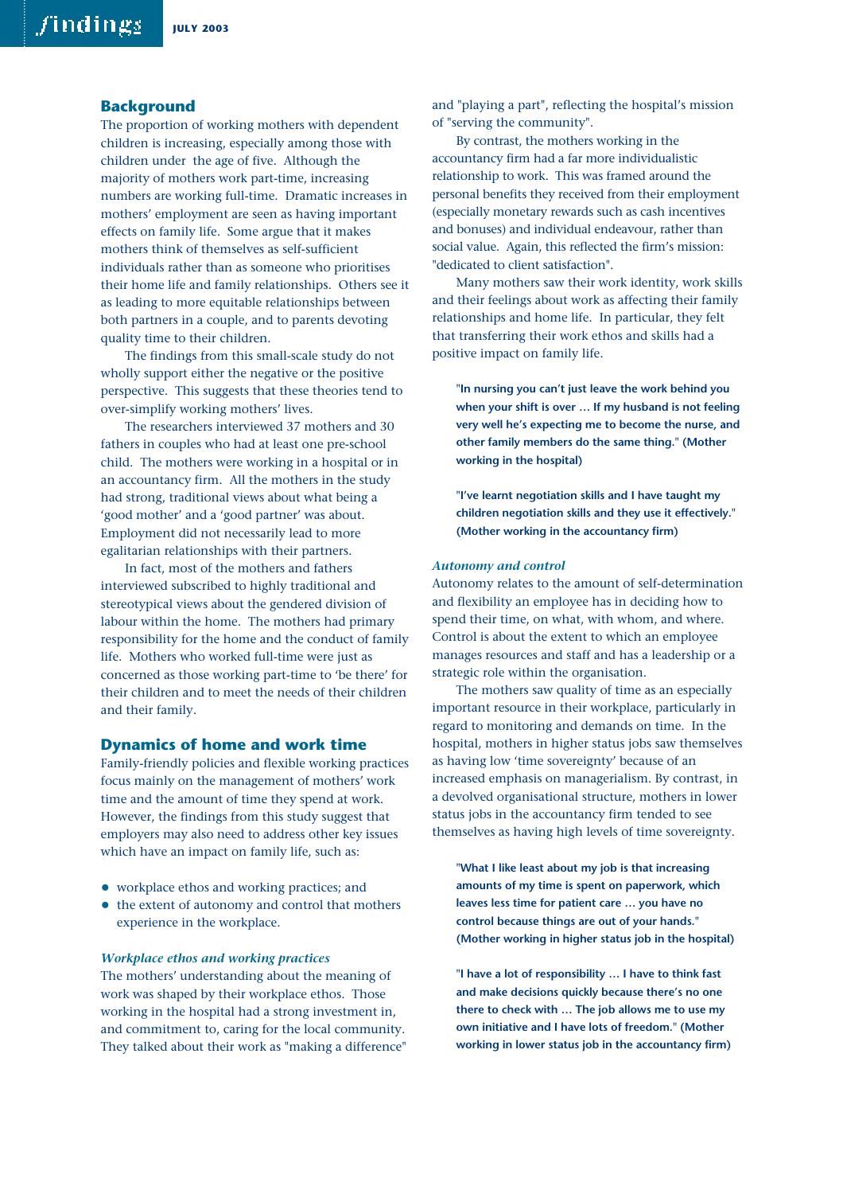## Background

The proportion of working mothers with dependent children is increasing, especially among those with children under the age of five. Although the majority of mothers work part-time, increasing numbers are working full-time. Dramatic increases in mothers' employment are seen as having important effects on family life. Some argue that it makes mothers think of themselves as self-sufficient individuals rather than as someone who prioritises their home life and family relationships. Others see it as leading to more equitable relationships between both partners in a couple, and to parents devoting quality time to their children.

The findings from this small-scale study do not wholly support either the negative or the positive perspective. This suggests that these theories tend to over-simplify working mothers' lives.

The researchers interviewed 37 mothers and 30 fathers in couples who had at least one pre-school child. The mothers were working in a hospital or in an accountancy firm. All the mothers in the study had strong, traditional views about what being a 'good mother' and a 'good partner' was about. Employment did not necessarily lead to more egalitarian relationships with their partners.

In fact, most of the mothers and fathers interviewed subscribed to highly traditional and stereotypical views about the gendered division of labour within the home. The mothers had primary responsibility for the home and the conduct of family life. Mothers who worked full-time were just as concerned as those working part-time to 'be there' for their children and to meet the needs of their children and their family.

## Dynamics of home and work time

Family-friendly policies and flexible working practices focus mainly on the management of mothers' work time and the amount of time they spend at work. However, the findings from this study suggest that employers may also need to address other key issues which have an impact on family life, such as:

- workplace ethos and working practices; and
- the extent of autonomy and control that mothers experience in the workplace.

### *Workplace ethos and working practices*

The mothers' understanding about the meaning of work was shaped by their workplace ethos. Those working in the hospital had a strong investment in, and commitment to, caring for the local community. They talked about their work as "making a difference" and "playing a part", reflecting the hospital's mission of "serving the community".

By contrast, the mothers working in the accountancy firm had a far more individualistic relationship to work. This was framed around the personal benefits they received from their employment (especially monetary rewards such as cash incentives and bonuses) and individual endeavour, rather than social value. Again, this reflected the firm's mission: "dedicated to client satisfaction".

Many mothers saw their work identity, work skills and their feelings about work as affecting their family relationships and home life. In particular, they felt that transferring their work ethos and skills had a positive impact on family life.

> **"In nursing you can't just leave the work behind you when your shift is over … If my husband is not feeling very well he's expecting me to become the nurse, and other family members do the same thing." (Mother working in the hospital)**

> **"I've learnt negotiation skills and I have taught my children negotiation skills and they use it effectively." (Mother working in the accountancy firm)**

### *Autonomy and control*

Autonomy relates to the amount of self-determination and flexibility an employee has in deciding how to spend their time, on what, with whom, and where. Control is about the extent to which an employee manages resources and staff and has a leadership or a strategic role within the organisation.

The mothers saw quality of time as an especially important resource in their workplace, particularly in regard to monitoring and demands on time. In the hospital, mothers in higher status jobs saw themselves as having low 'time sovereignty' because of an increased emphasis on managerialism. By contrast, in a devolved organisational structure, mothers in lower status jobs in the accountancy firm tended to see themselves as having high levels of time sovereignty.

> **"What I like least about my job is that increasing amounts of my time is spent on paperwork, which leaves less time for patient care … you have no control because things are out of your hands." (Mother working in higher status job in the hospital)**

> **"I have a lot of responsibility … I have to think fast and make decisions quickly because there's no one there to check with … The job allows me to use my own initiative and I have lots of freedom." (Mother working in lower status job in the accountancy firm)**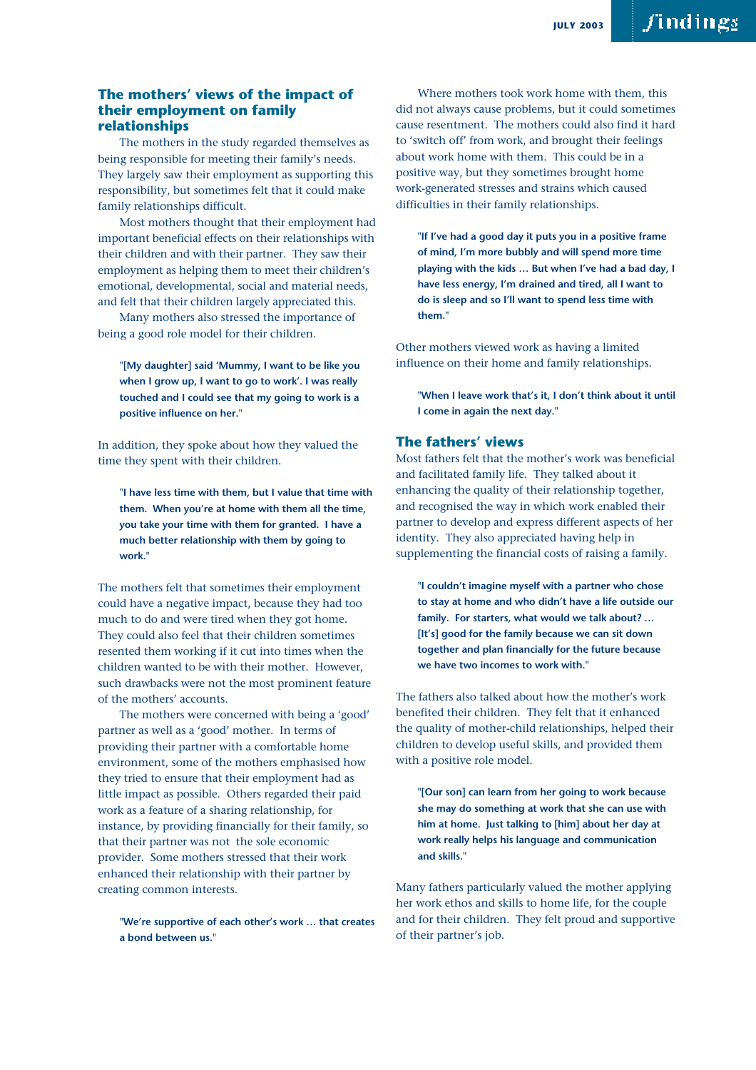## The mothers' views of the impact of their employment on family relationships

The mothers in the study regarded themselves as being responsible for meeting their family's needs. They largely saw their employment as supporting this responsibility, but sometimes felt that it could make family relationships difficult.

Most mothers thought that their employment had important beneficial effects on their relationships with their children and with their partner. They saw their employment as helping them to meet their children's emotional, developmental, social and material needs, and felt that their children largely appreciated this.

Many mothers also stressed the importance of being a good role model for their children.

> **"[My daughter] said 'Mummy, I want to be like you when I grow up, I want to go to work'. I was really touched and I could see that my going to work is a positive influence on her."**

In addition, they spoke about how they valued the time they spent with their children.

> **"I have less time with them, but I value that time with them. When you're at home with them all the time, you take your time with them for granted. I have a much better relationship with them by going to work."**

The mothers felt that sometimes their employment could have a negative impact, because they had too much to do and were tired when they got home. They could also feel that their children sometimes resented them working if it cut into times when the children wanted to be with their mother. However, such drawbacks were not the most prominent feature of the mothers' accounts.

The mothers were concerned with being a 'good' partner as well as a 'good' mother. In terms of providing their partner with a comfortable home environment, some of the mothers emphasised how they tried to ensure that their employment had as little impact as possible. Others regarded their paid work as a feature of a sharing relationship, for instance, by providing financially for their family, so that their partner was not the sole economic provider. Some mothers stressed that their work enhanced their relationship with their partner by creating common interests.

> **"We're supportive of each other's work … that creates a bond between us."**

Where mothers took work home with them, this did not always cause problems, but it could sometimes cause resentment. The mothers could also find it hard to 'switch off' from work, and brought their feelings about work home with them. This could be in a positive way, but they sometimes brought home work-generated stresses and strains which caused difficulties in their family relationships.

> **"If I've had a good day it puts you in a positive frame of mind, I'm more bubbly and will spend more time playing with the kids … But when I've had a bad day, I have less energy, I'm drained and tired, all I want to do is sleep and so I'll want to spend less time with them."**

Other mothers viewed work as having a limited influence on their home and family relationships.

> **"When I leave work that's it, I don't think about it until I come in again the next day."**

## The fathers' views

Most fathers felt that the mother's work was beneficial and facilitated family life. They talked about it enhancing the quality of their relationship together, and recognised the way in which work enabled their partner to develop and express different aspects of her identity. They also appreciated having help in supplementing the financial costs of raising a family.

> **"I couldn't imagine myself with a partner who chose to stay at home and who didn't have a life outside our family. For starters, what would we talk about? … [It's] good for the family because we can sit down together and plan financially for the future because we have two incomes to work with."**

The fathers also talked about how the mother's work benefited their children. They felt that it enhanced the quality of mother-child relationships, helped their children to develop useful skills, and provided them with a positive role model.

> **"[Our son] can learn from her going to work because she may do something at work that she can use with him at home. Just talking to [him] about her day at work really helps his language and communication and skills."**

Many fathers particularly valued the mother applying her work ethos and skills to home life, for the couple and for their children. They felt proud and supportive of their partner's job.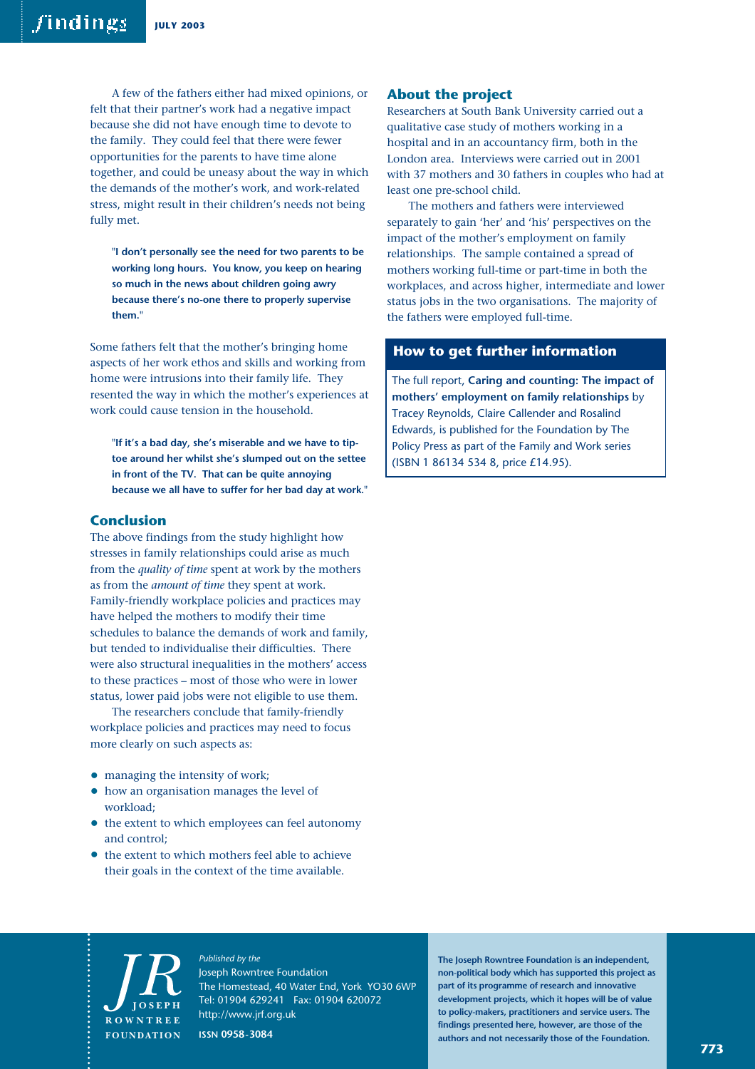A few of the fathers either had mixed opinions, or felt that their partner's work had a negative impact because she did not have enough time to devote to the family. They could feel that there were fewer opportunities for the parents to have time alone together, and could be uneasy about the way in which the demands of the mother's work, and work-related stress, might result in their children's needs not being fully met.

> **"I don't personally see the need for two parents to be working long hours. You know, you keep on hearing so much in the news about children going awry because there's no-one there to properly supervise them."**

Some fathers felt that the mother's bringing home aspects of her work ethos and skills and working from home were intrusions into their family life. They resented the way in which the mother's experiences at work could cause tension in the household.

> **"If it's a bad day, she's miserable and we have to tip-toe around her whilst she's slumped out on the settee in front of the TV. That can be quite annoying because we all have to suffer for her bad day at work."**

## Conclusion

The above findings from the study highlight how stresses in family relationships could arise as much from the *quality of time* spent at work by the mothers as from the *amount of time* they spent at work. Family-friendly workplace policies and practices may have helped the mothers to modify their time schedules to balance the demands of work and family, but tended to individualise their difficulties. There were also structural inequalities in the mothers' access to these practices – most of those who were in lower status, lower paid jobs were not eligible to use them.

The researchers conclude that family-friendly workplace policies and practices may need to focus more clearly on such aspects as:

- managing the intensity of work;
- how an organisation manages the level of workload;
- the extent to which employees can feel autonomy and control;
- the extent to which mothers feel able to achieve their goals in the context of the time available.

## About the project

Researchers at South Bank University carried out a qualitative case study of mothers working in a hospital and in an accountancy firm, both in the London area. Interviews were carried out in 2001 with 37 mothers and 30 fathers in couples who had at least one pre-school child.

The mothers and fathers were interviewed separately to gain 'her' and 'his' perspectives on the impact of the mother's employment on family relationships. The sample contained a spread of mothers working full-time or part-time in both the workplaces, and across higher, intermediate and lower status jobs in the two organisations. The majority of the fathers were employed full-time.

## How to get further information

The full report, **Caring and counting: The impact of mothers' employment on family relationships** by Tracey Reynolds, Claire Callender and Rosalind Edwards, is published for the Foundation by The Policy Press as part of the Family and Work series (ISBN 1 86134 534 8, price £14.95).

*Published by the*
Joseph Rowntree Foundation
The Homestead, 40 Water End, York YO30 6WP
Tel: 01904 629241 Fax: 01904 620072
http://www.jrf.org.uk

**ISSN 0958-3084**

**The Joseph Rowntree Foundation is an independent, non-political body which has supported this project as part of its programme of research and innovative development projects, which it hopes will be of value to policy-makers, practitioners and service users. The findings presented here, however, are those of the authors and not necessarily those of the Foundation.**

**773**